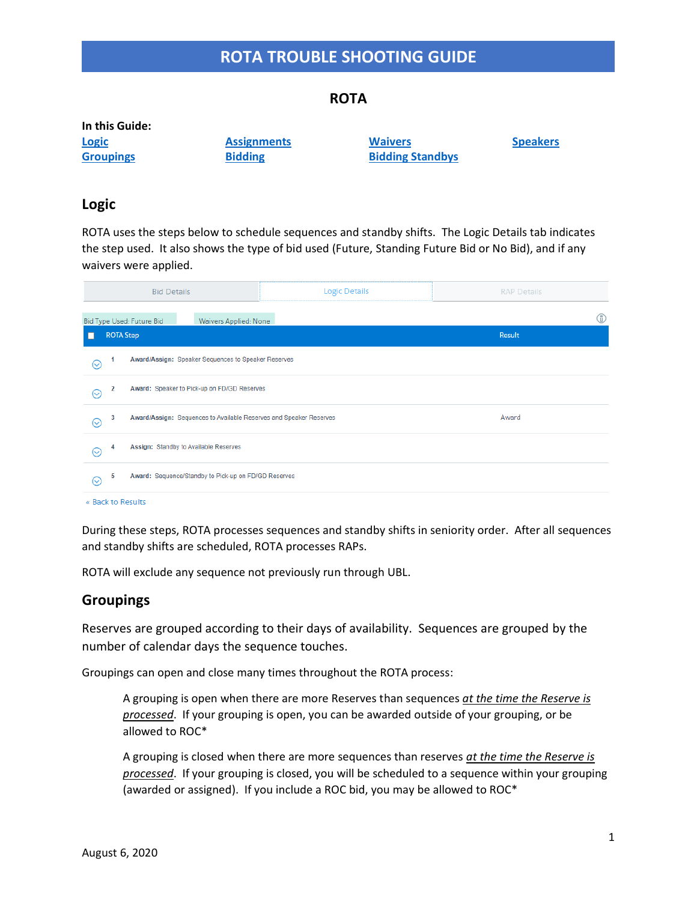# ROTA TROUBLE SHOOTING GUIDE

## ROTA

**In this Guide:**

| | | | |
|---|---|---|---|
| **Logic** | **Assignments** | **Waivers** | **Speakers** |
| **Groupings** | **Bidding** | **Bidding Standbys** | |

## Logic

ROTA uses the steps below to schedule sequences and standby shifts. The Logic Details tab indicates the step used. It also shows the type of bid used (Future, Standing Future Bid or No Bid), and if any waivers were applied.

Bid Details | Logic Details | RAP Details

Bid Type Used: Future Bid    Waivers Applied: None

| ROTA Step | | Result |
|---|---|---|
| 1 | **Award/Assign:** Speaker Sequences to Speaker Reserves | |
| 2 | **Award:** Speaker to Pick-up on FD/GD Reserves | |
| 3 | **Award/Assign:** Sequences to Available Reserves and Speaker Reserves | Award |
| 4 | **Assign:** Standby to Available Reserves | |
| 5 | **Award:** Sequence/Standby to Pick-up on FD/GD Reserves | |

« Back to Results

During these steps, ROTA processes sequences and standby shifts in seniority order. After all sequences and standby shifts are scheduled, ROTA processes RAPs.

ROTA will exclude any sequence not previously run through UBL.

## Groupings

Reserves are grouped according to their days of availability. Sequences are grouped by the number of calendar days the sequence touches.

Groupings can open and close many times throughout the ROTA process:

> A grouping is open when there are more Reserves than sequences *at the time the Reserve is processed*. If your grouping is open, you can be awarded outside of your grouping, or be allowed to ROC*
>
> A grouping is closed when there are more sequences than reserves *at the time the Reserve is processed*. If your grouping is closed, you will be scheduled to a sequence within your grouping (awarded or assigned). If you include a ROC bid, you may be allowed to ROC*

August 6, 2020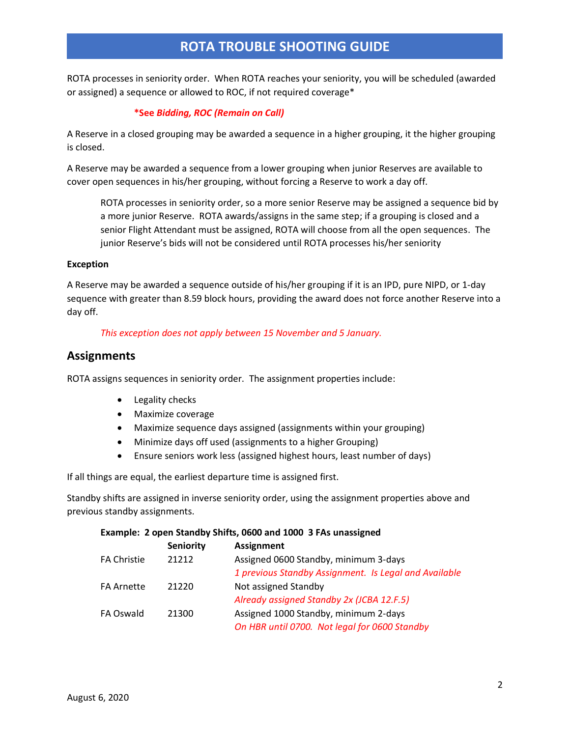# ROTA TROUBLE SHOOTING GUIDE

ROTA processes in seniority order. When ROTA reaches your seniority, you will be scheduled (awarded or assigned) a sequence or allowed to ROC, if not required coverage*

**\*See *Bidding, ROC (Remain on Call)***

A Reserve in a closed grouping may be awarded a sequence in a higher grouping, it the higher grouping is closed.

A Reserve may be awarded a sequence from a lower grouping when junior Reserves are available to cover open sequences in his/her grouping, without forcing a Reserve to work a day off.

> ROTA processes in seniority order, so a more senior Reserve may be assigned a sequence bid by a more junior Reserve. ROTA awards/assigns in the same step; if a grouping is closed and a senior Flight Attendant must be assigned, ROTA will choose from all the open sequences. The junior Reserve's bids will not be considered until ROTA processes his/her seniority

**Exception**

A Reserve may be awarded a sequence outside of his/her grouping if it is an IPD, pure NIPD, or 1-day sequence with greater than 8.59 block hours, providing the award does not force another Reserve into a day off.

> *This exception does not apply between 15 November and 5 January.*

## Assignments

ROTA assigns sequences in seniority order. The assignment properties include:

- Legality checks
- Maximize coverage
- Maximize sequence days assigned (assignments within your grouping)
- Minimize days off used (assignments to a higher Grouping)
- Ensure seniors work less (assigned highest hours, least number of days)

If all things are equal, the earliest departure time is assigned first.

Standby shifts are assigned in inverse seniority order, using the assignment properties above and previous standby assignments.

**Example: 2 open Standby Shifts, 0600 and 1000 3 FAs unassigned**

| | **Seniority** | **Assignment** |
|---|---|---|
| FA Christie | 21212 | Assigned 0600 Standby, minimum 3-days<br>*1 previous Standby Assignment. Is Legal and Available* |
| FA Arnette | 21220 | Not assigned Standby<br>*Already assigned Standby 2x (JCBA 12.F.5)* |
| FA Oswald | 21300 | Assigned 1000 Standby, minimum 2-days<br>*On HBR until 0700. Not legal for 0600 Standby* |

August 6, 2020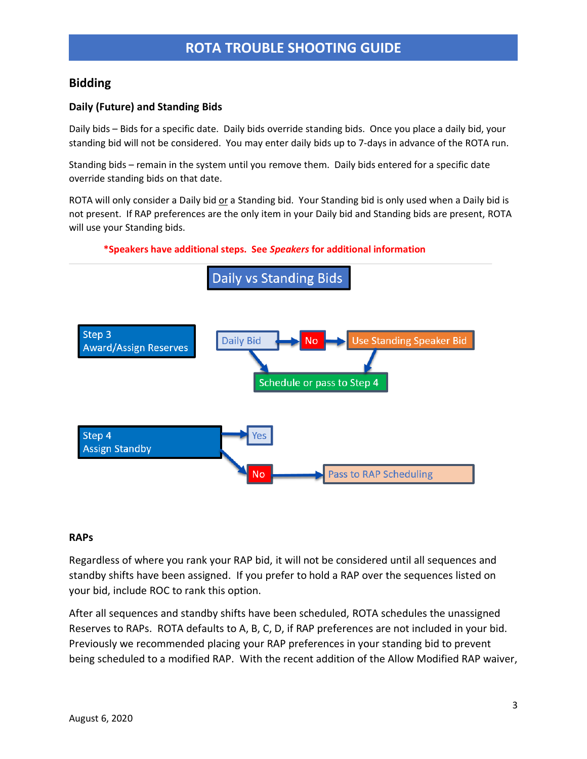# ROTA TROUBLE SHOOTING GUIDE

## Bidding

### Daily (Future) and Standing Bids

Daily bids – Bids for a specific date. Daily bids override standing bids. Once you place a daily bid, your standing bid will not be considered. You may enter daily bids up to 7-days in advance of the ROTA run.

Standing bids – remain in the system until you remove them. Daily bids entered for a specific date override standing bids on that date.

ROTA will only consider a Daily bid or a Standing bid. Your Standing bid is only used when a Daily bid is not present. If RAP preferences are the only item in your Daily bid and Standing bids are present, ROTA will use your Standing bids.

**\*Speakers have additional steps. See *Speakers* for additional information**

Daily vs Standing Bids

Step 3
Award/Assign Reserves

Daily Bid → No → Use Standing Speaker Bid

Daily Bid → Schedule or pass to Step 4

Use Standing Speaker Bid → Schedule or pass to Step 4

Step 4
Assign Standby

Step 4 → Yes

Step 4 → No → Pass to RAP Scheduling

### RAPs

Regardless of where you rank your RAP bid, it will not be considered until all sequences and standby shifts have been assigned. If you prefer to hold a RAP over the sequences listed on your bid, include ROC to rank this option.

After all sequences and standby shifts have been scheduled, ROTA schedules the unassigned Reserves to RAPs. ROTA defaults to A, B, C, D, if RAP preferences are not included in your bid. Previously we recommended placing your RAP preferences in your standing bid to prevent being scheduled to a modified RAP. With the recent addition of the Allow Modified RAP waiver,

August 6, 2020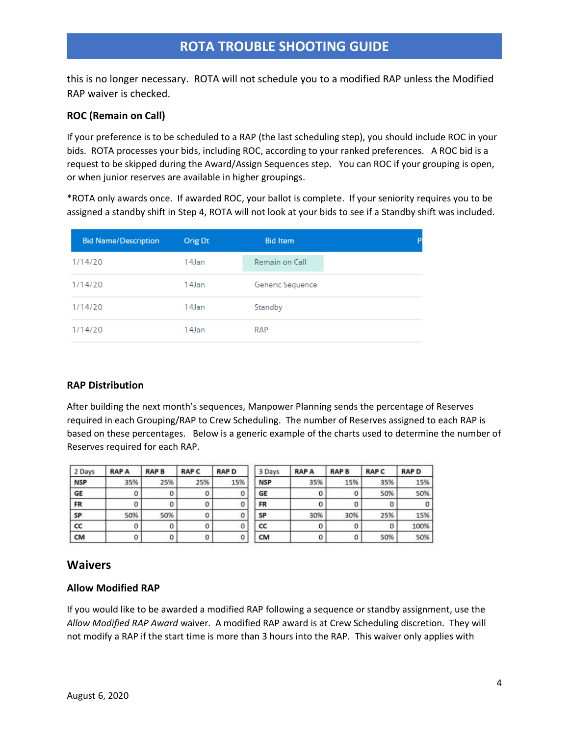this is no longer necessary. ROTA will not schedule you to a modified RAP unless the Modified RAP waiver is checked.

### ROC (Remain on Call)

If your preference is to be scheduled to a RAP (the last scheduling step), you should include ROC in your bids. ROTA processes your bids, including ROC, according to your ranked preferences. A ROC bid is a request to be skipped during the Award/Assign Sequences step. You can ROC if your grouping is open, or when junior reserves are available in higher groupings.

*ROTA only awards once. If awarded ROC, your ballot is complete. If your seniority requires you to be assigned a standby shift in Step 4, ROTA will not look at your bids to see if a Standby shift was included.

| Bid Name/Description | Orig Dt | Bid Item | P |
|---|---|---|---|
| 1/14/20 | 14Jan | Remain on Call | |
| 1/14/20 | 14Jan | Generic Sequence | |
| 1/14/20 | 14Jan | Standby | |
| 1/14/20 | 14Jan | RAP | |

### RAP Distribution

After building the next month's sequences, Manpower Planning sends the percentage of Reserves required in each Grouping/RAP to Crew Scheduling. The number of Reserves assigned to each RAP is based on these percentages. Below is a generic example of the charts used to determine the number of Reserves required for each RAP.

| 2 Days | RAP A | RAP B | RAP C | RAP D |
|---|---|---|---|---|
| NSP | 35% | 25% | 25% | 15% |
| GE | 0 | 0 | 0 | 0 |
| FR | 0 | 0 | 0 | 0 |
| SP | 50% | 50% | 0 | 0 |
| CC | 0 | 0 | 0 | 0 |
| CM | 0 | 0 | 0 | 0 |

| 3 Days | RAP A | RAP B | RAP C | RAP D |
|---|---|---|---|---|
| NSP | 35% | 15% | 35% | 15% |
| GE | 0 | 0 | 50% | 50% |
| FR | 0 | 0 | 0 | 0 |
| SP | 30% | 30% | 25% | 15% |
| CC | 0 | 0 | 0 | 100% |
| CM | 0 | 0 | 50% | 50% |

## Waivers

### Allow Modified RAP

If you would like to be awarded a modified RAP following a sequence or standby assignment, use the *Allow Modified RAP Award* waiver. A modified RAP award is at Crew Scheduling discretion. They will not modify a RAP if the start time is more than 3 hours into the RAP. This waiver only applies with

August 6, 2020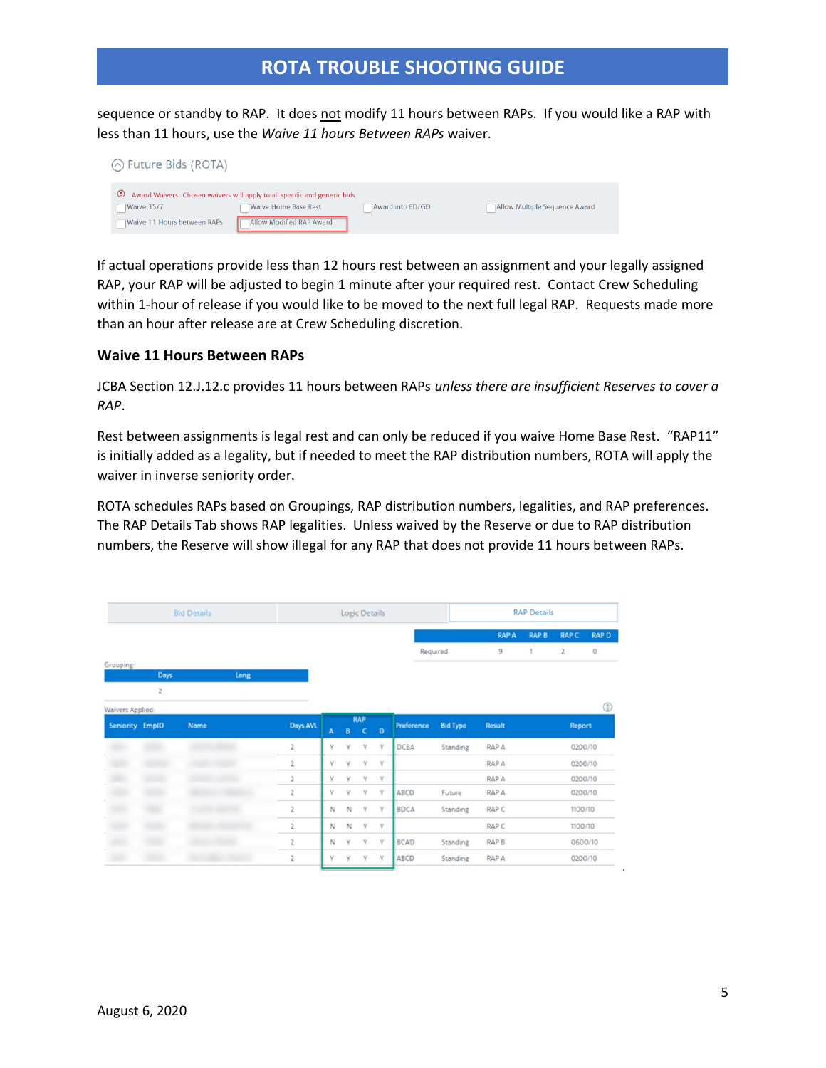sequence or standby to RAP. It does not modify 11 hours between RAPs. If you would like a RAP with less than 11 hours, use the *Waive 11 hours Between RAPs* waiver.

Future Bids (ROTA)

Award Waivers : Chosen waivers will apply to all specific and generic bids

- [ ] Waive 35/7
- [ ] Waive Home Base Rest
- [ ] Award into FD/GD
- [ ] Allow Multiple Sequence Award
- [ ] Waive 11 Hours between RAPs
- [ ] Allow Modified RAP Award

If actual operations provide less than 12 hours rest between an assignment and your legally assigned RAP, your RAP will be adjusted to begin 1 minute after your required rest. Contact Crew Scheduling within 1-hour of release if you would like to be moved to the next full legal RAP. Requests made more than an hour after release are at Crew Scheduling discretion.

### Waive 11 Hours Between RAPs

JCBA Section 12.J.12.c provides 11 hours between RAPs *unless there are insufficient Reserves to cover a RAP*.

Rest between assignments is legal rest and can only be reduced if you waive Home Base Rest. "RAP11" is initially added as a legality, but if needed to meet the RAP distribution numbers, ROTA will apply the waiver in inverse seniority order.

ROTA schedules RAPs based on Groupings, RAP distribution numbers, legalities, and RAP preferences. The RAP Details Tab shows RAP legalities. Unless waived by the Reserve or due to RAP distribution numbers, the Reserve will show illegal for any RAP that does not provide 11 hours between RAPs.

Bid Details | Logic Details | RAP Details

| | RAP A | RAP B | RAP C | RAP D |
|---|---|---|---|---|
| Required | 9 | 1 | 2 | 0 |

Grouping:

| Days | Leng |
|---|---|
| 2 | |

Waivers Applied:

| Seniority | EmpID | Name | Days AVL | RAP A | RAP B | RAP C | RAP D | Preference | Bid Type | Result | Report |
|---|---|---|---|---|---|---|---|---|---|---|---|
| | | | 2 | Y | Y | Y | Y | DCBA | Standing | RAP A | 0200/10 |
| | | | 2 | Y | Y | Y | Y | | | RAP A | 0200/10 |
| | | | 2 | Y | Y | Y | Y | | | RAP A | 0200/10 |
| | | | 2 | Y | Y | Y | Y | ABCD | Future | RAP A | 0200/10 |
| | | | 2 | N | N | Y | Y | BDCA | Standing | RAP C | 1100/10 |
| | | | 2 | N | N | Y | Y | | | RAP C | 1100/10 |
| | | | 2 | N | Y | Y | Y | BCAD | Standing | RAP B | 0600/10 |
| | | | 2 | Y | Y | Y | Y | ABCD | Standing | RAP A | 0200/10 |

August 6, 2020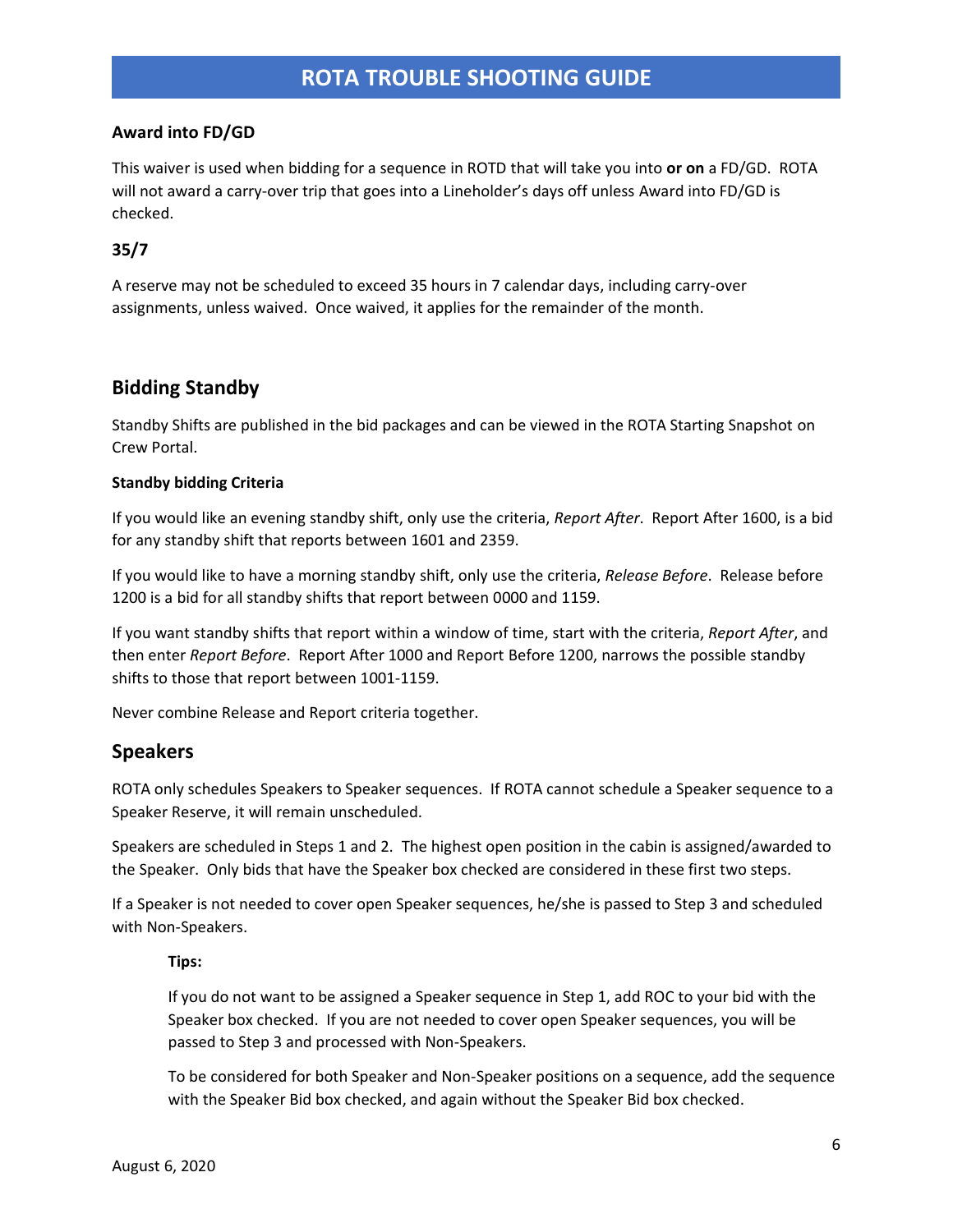### Award into FD/GD

This waiver is used when bidding for a sequence in ROTD that will take you into **or on** a FD/GD. ROTA will not award a carry-over trip that goes into a Lineholder's days off unless Award into FD/GD is checked.

### 35/7

A reserve may not be scheduled to exceed 35 hours in 7 calendar days, including carry-over assignments, unless waived. Once waived, it applies for the remainder of the month.

## Bidding Standby

Standby Shifts are published in the bid packages and can be viewed in the ROTA Starting Snapshot on Crew Portal.

#### Standby bidding Criteria

If you would like an evening standby shift, only use the criteria, *Report After*. Report After 1600, is a bid for any standby shift that reports between 1601 and 2359.

If you would like to have a morning standby shift, only use the criteria, *Release Before*. Release before 1200 is a bid for all standby shifts that report between 0000 and 1159.

If you want standby shifts that report within a window of time, start with the criteria, *Report After*, and then enter *Report Before*. Report After 1000 and Report Before 1200, narrows the possible standby shifts to those that report between 1001-1159.

Never combine Release and Report criteria together.

## Speakers

ROTA only schedules Speakers to Speaker sequences. If ROTA cannot schedule a Speaker sequence to a Speaker Reserve, it will remain unscheduled.

Speakers are scheduled in Steps 1 and 2. The highest open position in the cabin is assigned/awarded to the Speaker. Only bids that have the Speaker box checked are considered in these first two steps.

If a Speaker is not needed to cover open Speaker sequences, he/she is passed to Step 3 and scheduled with Non-Speakers.

> **Tips:**
>
> If you do not want to be assigned a Speaker sequence in Step 1, add ROC to your bid with the Speaker box checked. If you are not needed to cover open Speaker sequences, you will be passed to Step 3 and processed with Non-Speakers.
>
> To be considered for both Speaker and Non-Speaker positions on a sequence, add the sequence with the Speaker Bid box checked, and again without the Speaker Bid box checked.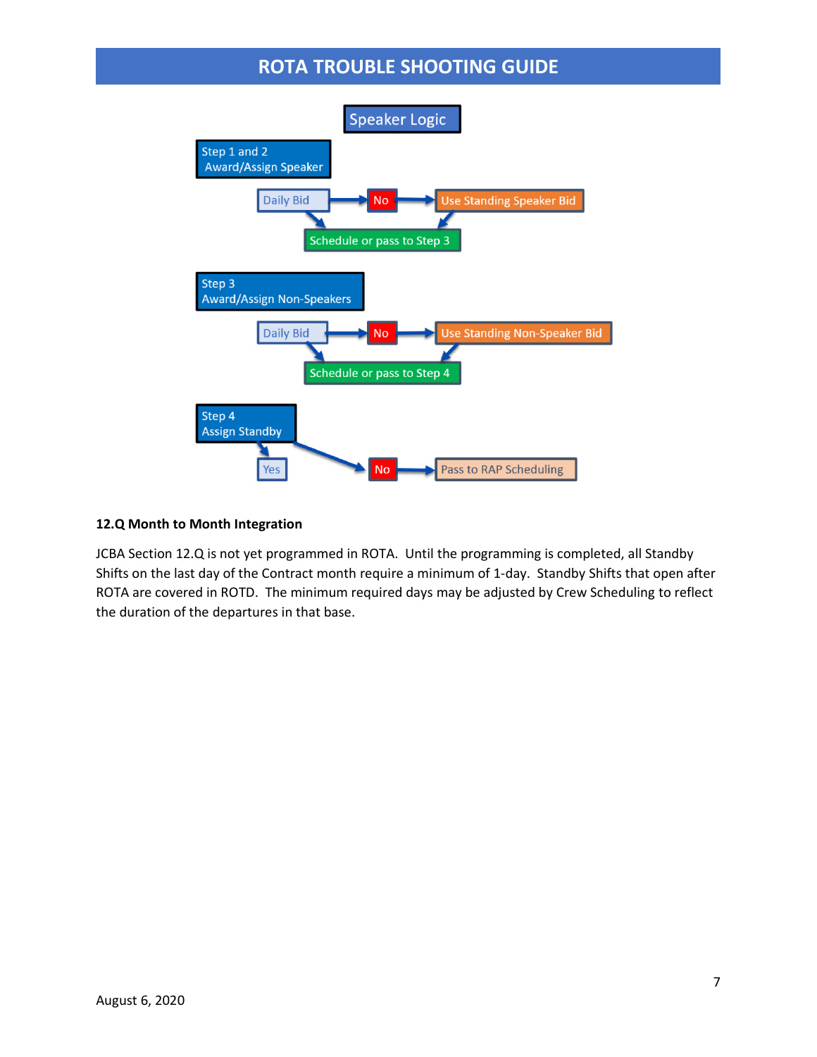Speaker Logic

Step 1 and 2
Award/Assign Speaker

Daily Bid

No

Use Standing Speaker Bid

Schedule or pass to Step 3

Step 3
Award/Assign Non-Speakers

Daily Bid

No

Use Standing Non-Speaker Bid

Schedule or pass to Step 4

Step 4
Assign Standby

Yes

No

Pass to RAP Scheduling

**12.Q Month to Month Integration**

JCBA Section 12.Q is not yet programmed in ROTA. Until the programming is completed, all Standby Shifts on the last day of the Contract month require a minimum of 1-day. Standby Shifts that open after ROTA are covered in ROTD. The minimum required days may be adjusted by Crew Scheduling to reflect the duration of the departures in that base.